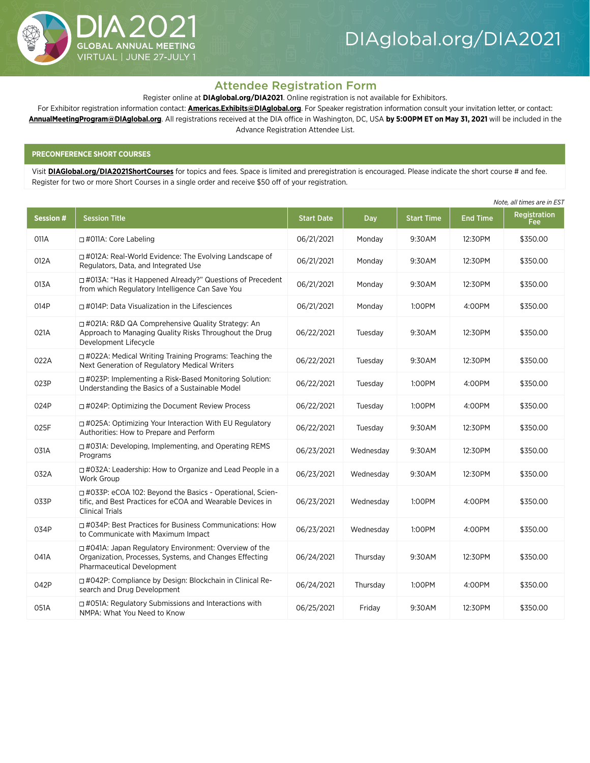DIA 2021 GLOBAL ANNUAL MEETING

VIRTUAL | JUNE 27-JULY 1

DIAglobal.org/DIA2021

## Attendee Registration Form

Register online at **DIAglobal.org/DIA2021**. Online registration is not available for Exhibitors.

For Exhibitor registration information contact: **Americas.Exhibits@DIAglobal.org**. For Speaker registration information consult your invitation letter, or contact: **AnnualMeetingProgram@DIAglobal.org**. All registrations received at the DIA office in Washington, DC, USA **by 5:00PM ET on May 31, 2021** will be included in the Advance Registration Attendee List.

### PRECONFERENCE SHORT COURSES

Visit **DIAGlobal.org/DIA2021ShortCourses** for topics and fees. Space is limited and preregistration is encouraged. Please indicate the short course # and fee. Register for two or more Short Courses in a single order and receive $50 off of your registration.

*Note, all times are in EST*

| Session # | Session Title | Start Date | Day | Start Time | End Time | Registration Fee |
|---|---|---|---|---|---|---|
| 011A | ☐ #011A: Core Labeling | 06/21/2021 | Monday | 9:30AM | 12:30PM | $350.00 |
| 012A | ☐ #012A: Real-World Evidence: The Evolving Landscape of Regulators, Data, and Integrated Use | 06/21/2021 | Monday | 9:30AM | 12:30PM | $350.00 |
| 013A | ☐ #013A: "Has it Happened Already?" Questions of Precedent from which Regulatory Intelligence Can Save You | 06/21/2021 | Monday | 9:30AM | 12:30PM | $350.00 |
| 014P | ☐ #014P: Data Visualization in the Lifesciences | 06/21/2021 | Monday | 1:00PM | 4:00PM | $350.00 |
| 021A | ☐ #021A: R&D QA Comprehensive Quality Strategy: An Approach to Managing Quality Risks Throughout the Drug Development Lifecycle | 06/22/2021 | Tuesday | 9:30AM | 12:30PM | $350.00 |
| 022A | ☐ #022A: Medical Writing Training Programs: Teaching the Next Generation of Regulatory Medical Writers | 06/22/2021 | Tuesday | 9:30AM | 12:30PM | $350.00 |
| 023P | ☐ #023P: Implementing a Risk-Based Monitoring Solution: Understanding the Basics of a Sustainable Model | 06/22/2021 | Tuesday | 1:00PM | 4:00PM | $350.00 |
| 024P | ☐ #024P: Optimizing the Document Review Process | 06/22/2021 | Tuesday | 1:00PM | 4:00PM | $350.00 |
| 025F | ☐ #025A: Optimizing Your Interaction With EU Regulatory Authorities: How to Prepare and Perform | 06/22/2021 | Tuesday | 9:30AM | 12:30PM | $350.00 |
| 031A | ☐ #031A: Developing, Implementing, and Operating REMS Programs | 06/23/2021 | Wednesday | 9:30AM | 12:30PM | $350.00 |
| 032A | ☐ #032A: Leadership: How to Organize and Lead People in a Work Group | 06/23/2021 | Wednesday | 9:30AM | 12:30PM | $350.00 |
| 033P | ☐ #033P: eCOA 102: Beyond the Basics - Operational, Scientific, and Best Practices for eCOA and Wearable Devices in Clinical Trials | 06/23/2021 | Wednesday | 1:00PM | 4:00PM | $350.00 |
| 034P | ☐ #034P: Best Practices for Business Communications: How to Communicate with Maximum Impact | 06/23/2021 | Wednesday | 1:00PM | 4:00PM | $350.00 |
| 041A | ☐ #041A: Japan Regulatory Environment: Overview of the Organization, Processes, Systems, and Changes Effecting Pharmaceutical Development | 06/24/2021 | Thursday | 9:30AM | 12:30PM | $350.00 |
| 042P | ☐ #042P: Compliance by Design: Blockchain in Clinical Research and Drug Development | 06/24/2021 | Thursday | 1:00PM | 4:00PM | $350.00 |
| 051A | ☐ #051A: Regulatory Submissions and Interactions with NMPA: What You Need to Know | 06/25/2021 | Friday | 9:30AM | 12:30PM | $350.00 |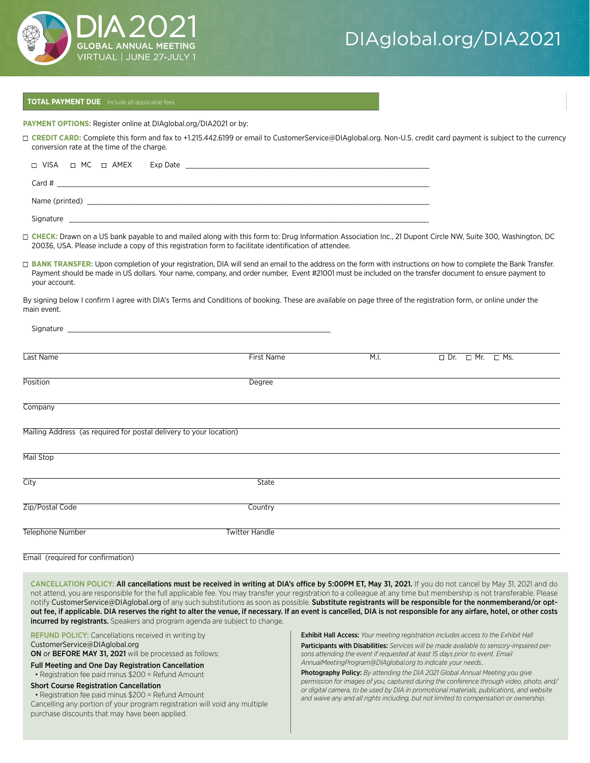**TOTAL PAYMENT DUE** Include all applicable fees

**PAYMENT OPTIONS:** Register online at DIAglobal.org/DIA2021 or by:

☐ **CREDIT CARD:** Complete this form and fax to +1.215.442.6199 or email to CustomerService@DIAglobal.org. Non-U.S. credit card payment is subject to the currency conversion rate at the time of the charge.

☐ VISA ☐ MC ☐ AMEX Exp Date ______________________

Card # ______________________

Name (printed) ______________________

Signature ______________________

☐ **CHECK:** Drawn on a US bank payable to and mailed along with this form to: Drug Information Association Inc., 21 Dupont Circle NW, Suite 300, Washington, DC 20036, USA. Please include a copy of this registration form to facilitate identification of attendee.

☐ **BANK TRANSFER:** Upon completion of your registration, DIA will send an email to the address on the form with instructions on how to complete the Bank Transfer. Payment should be made in US dollars. Your name, company, and order number, Event #21001 must be included on the transfer document to ensure payment to your account.

By signing below I confirm I agree with DIA's Terms and Conditions of booking. These are available on page three of the registration form, or online under the main event.

Signature ______________________

Last Name ______ First Name ______ M.I. ______ ☐ Dr. ☐ Mr. ☐ Ms.

Position ______ Degree ______

Company ______

Mailing Address (as required for postal delivery to your location) ______

Mail Stop ______

City ______ State ______

Zip/Postal Code ______ Country ______

Telephone Number ______ Twitter Handle ______

Email (required for confirmation) ______

**CANCELLATION POLICY:** **All cancellations must be received in writing at DIA's office by 5:00PM ET, May 31, 2021.** If you do not cancel by May 31, 2021 and do not attend, you are responsible for the full applicable fee. You may transfer your registration to a colleague at any time but membership is not transferable. Please notify CustomerService@DIAglobal.org of any such substitutions as soon as possible. **Substitute registrants will be responsible for the nonmemberand/or opt-out fee, if applicable. DIA reserves the right to alter the venue, if necessary. If an event is cancelled, DIA is not responsible for any airfare, hotel, or other costs incurred by registrants.** Speakers and program agenda are subject to change.

**REFUND POLICY:** Cancellations received in writing by CustomerService@DIAglobal.org **ON** or **BEFORE MAY 31, 2021** will be processed as follows:

**Full Meeting and One Day Registration Cancellation**
- Registration fee paid minus $200 = Refund Amount

**Short Course Registration Cancellation**
- Registration fee paid minus $200 = Refund Amount

Cancelling any portion of your program registration will void any multiple purchase discounts that may have been applied.

**Exhibit Hall Access:** *Your meeting registration includes access to the Exhibit Hall*

**Participants with Disabilities:** *Services will be made available to sensory-impaired persons attending the event if requested at least 15 days prior to event. Email AnnualMeetingProgram@DIAglobal.org to indicate your needs..*

**Photography Policy:** *By attending the DIA 2021 Global Annual Meeting you give permission for images of you, captured during the conference through video, photo, and/or digital camera, to be used by DIA in promotional materials, publications, and website and waive any and all rights including, but not limited to compensation or ownership.*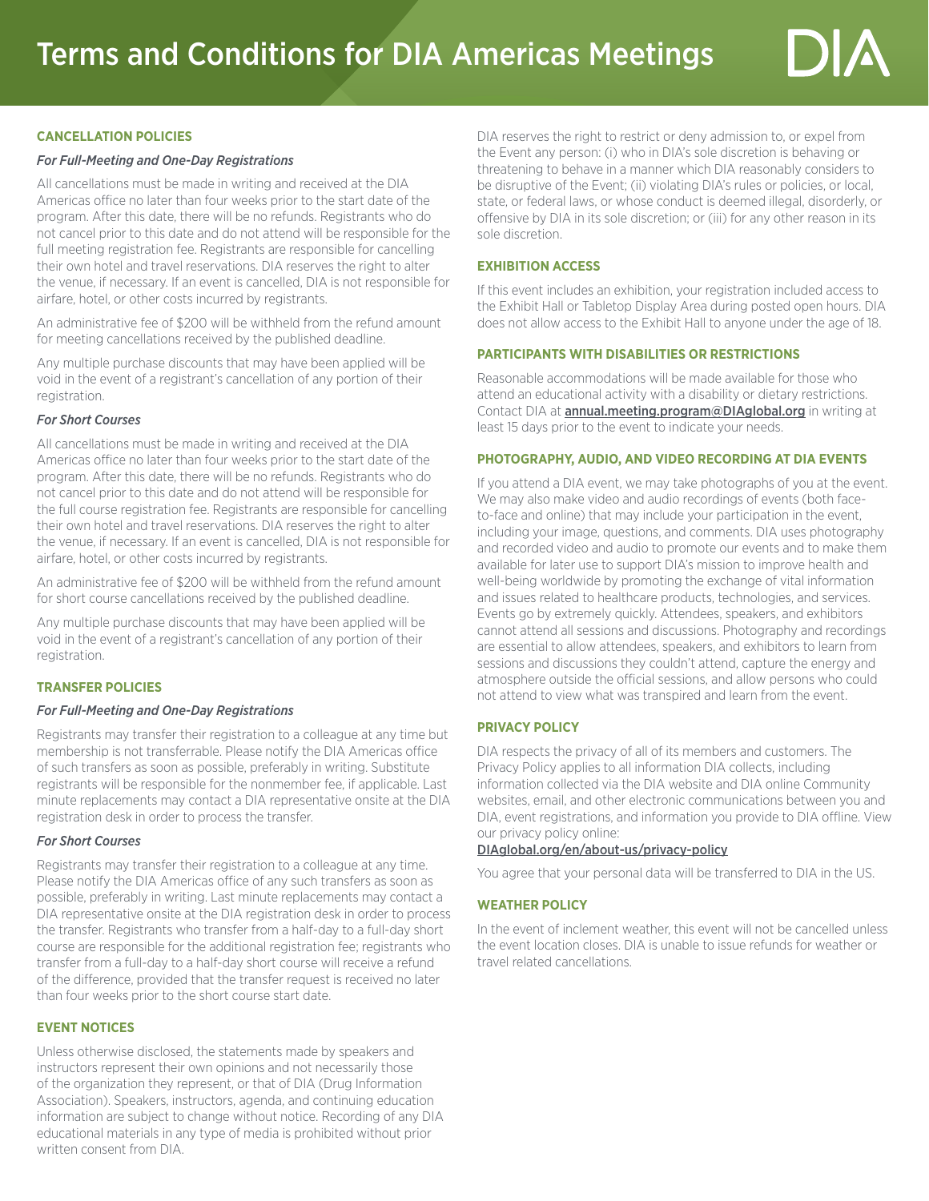# Terms and Conditions for DIA Americas Meetings

## CANCELLATION POLICIES

### *For Full-Meeting and One-Day Registrations*

All cancellations must be made in writing and received at the DIA Americas office no later than four weeks prior to the start date of the program. After this date, there will be no refunds. Registrants who do not cancel prior to this date and do not attend will be responsible for the full meeting registration fee. Registrants are responsible for cancelling their own hotel and travel reservations. DIA reserves the right to alter the venue, if necessary. If an event is cancelled, DIA is not responsible for airfare, hotel, or other costs incurred by registrants.

An administrative fee of $200 will be withheld from the refund amount for meeting cancellations received by the published deadline.

Any multiple purchase discounts that may have been applied will be void in the event of a registrant's cancellation of any portion of their registration.

### *For Short Courses*

All cancellations must be made in writing and received at the DIA Americas office no later than four weeks prior to the start date of the program. After this date, there will be no refunds. Registrants who do not cancel prior to this date and do not attend will be responsible for the full course registration fee. Registrants are responsible for cancelling their own hotel and travel reservations. DIA reserves the right to alter the venue, if necessary. If an event is cancelled, DIA is not responsible for airfare, hotel, or other costs incurred by registrants.

An administrative fee of $200 will be withheld from the refund amount for short course cancellations received by the published deadline.

Any multiple purchase discounts that may have been applied will be void in the event of a registrant's cancellation of any portion of their registration.

## TRANSFER POLICIES

### *For Full-Meeting and One-Day Registrations*

Registrants may transfer their registration to a colleague at any time but membership is not transferrable. Please notify the DIA Americas office of such transfers as soon as possible, preferably in writing. Substitute registrants will be responsible for the nonmember fee, if applicable. Last minute replacements may contact a DIA representative onsite at the DIA registration desk in order to process the transfer.

### *For Short Courses*

Registrants may transfer their registration to a colleague at any time. Please notify the DIA Americas office of any such transfers as soon as possible, preferably in writing. Last minute replacements may contact a DIA representative onsite at the DIA registration desk in order to process the transfer. Registrants who transfer from a half-day to a full-day short course are responsible for the additional registration fee; registrants who transfer from a full-day to a half-day short course will receive a refund of the difference, provided that the transfer request is received no later than four weeks prior to the short course start date.

## EVENT NOTICES

Unless otherwise disclosed, the statements made by speakers and instructors represent their own opinions and not necessarily those of the organization they represent, or that of DIA (Drug Information Association). Speakers, instructors, agenda, and continuing education information are subject to change without notice. Recording of any DIA educational materials in any type of media is prohibited without prior written consent from DIA.

DIA reserves the right to restrict or deny admission to, or expel from the Event any person: (i) who in DIA's sole discretion is behaving or threatening to behave in a manner which DIA reasonably considers to be disruptive of the Event; (ii) violating DIA's rules or policies, or local, state, or federal laws, or whose conduct is deemed illegal, disorderly, or offensive by DIA in its sole discretion; or (iii) for any other reason in its sole discretion.

## EXHIBITION ACCESS

If this event includes an exhibition, your registration included access to the Exhibit Hall or Tabletop Display Area during posted open hours. DIA does not allow access to the Exhibit Hall to anyone under the age of 18.

## PARTICIPANTS WITH DISABILITIES OR RESTRICTIONS

Reasonable accommodations will be made available for those who attend an educational activity with a disability or dietary restrictions. Contact DIA at **annual.meeting.program@DIAglobal.org** in writing at least 15 days prior to the event to indicate your needs.

## PHOTOGRAPHY, AUDIO, AND VIDEO RECORDING AT DIA EVENTS

If you attend a DIA event, we may take photographs of you at the event. We may also make video and audio recordings of events (both face-to-face and online) that may include your participation in the event, including your image, questions, and comments. DIA uses photography and recorded video and audio to promote our events and to make them available for later use to support DIA's mission to improve health and well-being worldwide by promoting the exchange of vital information and issues related to healthcare products, technologies, and services. Events go by extremely quickly. Attendees, speakers, and exhibitors cannot attend all sessions and discussions. Photography and recordings are essential to allow attendees, speakers, and exhibitors to learn from sessions and discussions they couldn't attend, capture the energy and atmosphere outside the official sessions, and allow persons who could not attend to view what was transpired and learn from the event.

## PRIVACY POLICY

DIA respects the privacy of all of its members and customers. The Privacy Policy applies to all information DIA collects, including information collected via the DIA website and DIA online Community websites, email, and other electronic communications between you and DIA, event registrations, and information you provide to DIA offline. View our privacy policy online:
**DIAglobal.org/en/about-us/privacy-policy**

You agree that your personal data will be transferred to DIA in the US.

## WEATHER POLICY

In the event of inclement weather, this event will not be cancelled unless the event location closes. DIA is unable to issue refunds for weather or travel related cancellations.